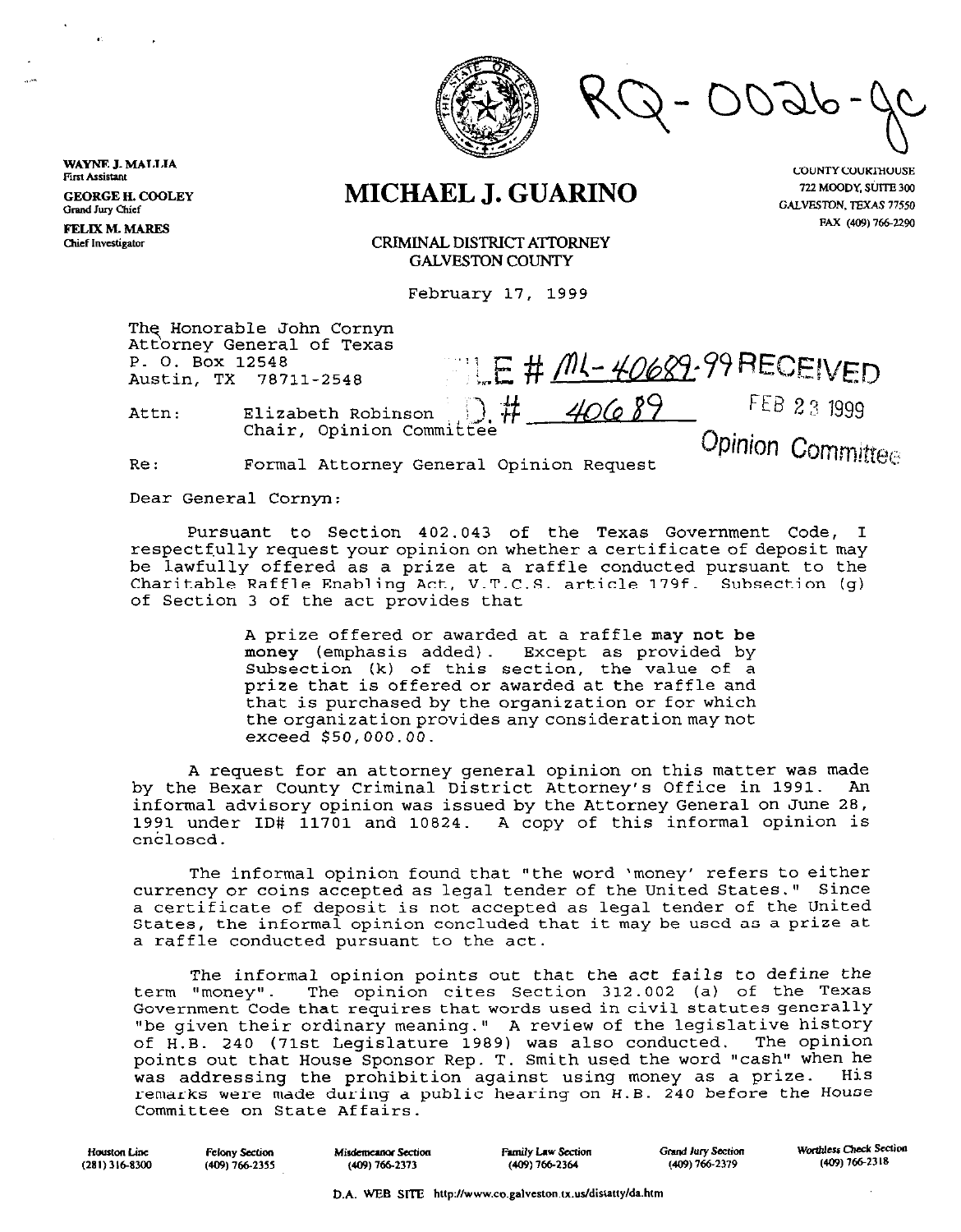RQ-0026-GC

WAYNE J. MALLIA
First Assistant

GEORGE H. COOLEY
Grand Jury Chief

FELIX M. MARES
Chief Investigator

# MICHAEL J. GUARINO

CRIMINAL DISTRICT ATTORNEY
GALVESTON COUNTY

COUNTY COURTHOUSE
722 MOODY, SUITE 300
GALVESTON, TEXAS 77550
FAX (409) 766-2290

February 17, 1999

The Honorable John Cornyn
Attorney General of Texas
P. O. Box 12548
Austin, TX 78711-2548

FILE # ML-40689-99 RECEIVED
I.D. # 40689
FEB 23 1999
Opinion Committee

Attn: Elizabeth Robinson
Chair, Opinion Committee

Re: Formal Attorney General Opinion Request

Dear General Cornyn:

Pursuant to Section 402.043 of the Texas Government Code, I respectfully request your opinion on whether a certificate of deposit may be lawfully offered as a prize at a raffle conducted pursuant to the Charitable Raffle Enabling Act, V.T.C.S. article 179f. Subsection (g) of Section 3 of the act provides that

> A prize offered or awarded at a raffle **may not be money** (emphasis added). Except as provided by Subsection (k) of this section, the value of a prize that is offered or awarded at the raffle and that is purchased by the organization or for which the organization provides any consideration may not exceed $50,000.00.

A request for an attorney general opinion on this matter was made by the Bexar County Criminal District Attorney's Office in 1991. An informal advisory opinion was issued by the Attorney General on June 28, 1991 under ID# 11701 and 10824. A copy of this informal opinion is enclosed.

The informal opinion found that "the word 'money' refers to either currency or coins accepted as legal tender of the United States." Since a certificate of deposit is not accepted as legal tender of the United States, the informal opinion concluded that it may be used as a prize at a raffle conducted pursuant to the act.

The informal opinion points out that the act fails to define the term "money". The opinion cites Section 312.002 (a) of the Texas Government Code that requires that words used in civil statutes generally "be given their ordinary meaning." A review of the legislative history of H.B. 240 (71st Legislature 1989) was also conducted. The opinion points out that House Sponsor Rep. T. Smith used the word "cash" when he was addressing the prohibition against using money as a prize. His remarks were made during a public hearing on H.B. 240 before the House Committee on State Affairs.

| Houston Line | Felony Section | Misdemeanor Section | Family Law Section | Grand Jury Section | Worthless Check Section |
|---|---|---|---|---|---|
| (281) 316-8300 | (409) 766-2355 | (409) 766-2373 | (409) 766-2364 | (409) 766-2379 | (409) 766-2318 |

D.A. WEB SITE http://www.co.galveston.tx.us/distatty/da.htm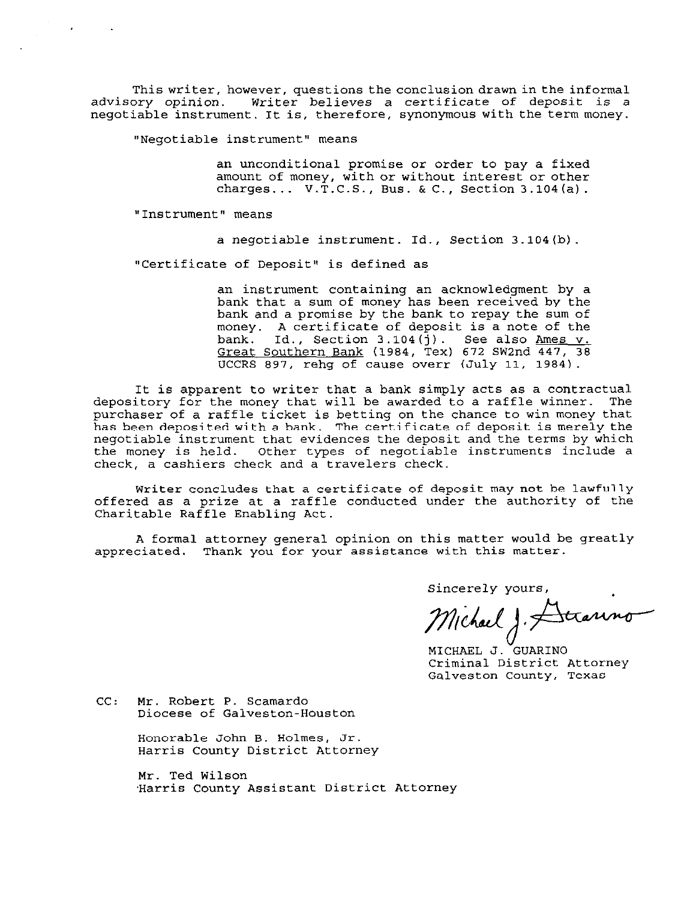This writer, however, questions the conclusion drawn in the informal advisory opinion. Writer believes a certificate of deposit is a negotiable instrument. It is, therefore, synonymous with the term money.

"Negotiable instrument" means

> an unconditional promise or order to pay a fixed amount of money, with or without interest or other charges... V.T.C.S., Bus. & C., Section 3.104(a).

"Instrument" means

> a negotiable instrument. Id., Section 3.104(b).

"Certificate of Deposit" is defined as

> an instrument containing an acknowledgment by a bank that a sum of money has been received by the bank and a promise by the bank to repay the sum of money. A certificate of deposit is a note of the bank. Id., Section 3.104(j). See also Ames v. Great Southern Bank (1984, Tex) 672 SW2nd 447, 38 UCCRS 897, rehg of cause overr (July 11, 1984).

It is apparent to writer that a bank simply acts as a contractual depository for the money that will be awarded to a raffle winner. The purchaser of a raffle ticket is betting on the chance to win money that has been deposited with a bank. The certificate of deposit is merely the negotiable instrument that evidences the deposit and the terms by which the money is held. Other types of negotiable instruments include a check, a cashiers check and a travelers check.

Writer concludes that a certificate of deposit may not be lawfully offered as a prize at a raffle conducted under the authority of the Charitable Raffle Enabling Act.

A formal attorney general opinion on this matter would be greatly appreciated. Thank you for your assistance with this matter.

Sincerely yours,

Michael J. Guarino

MICHAEL J. GUARINO
Criminal District Attorney
Galveston County, Texas

CC: Mr. Robert P. Scamardo
Diocese of Galveston-Houston

Honorable John B. Holmes, Jr.
Harris County District Attorney

Mr. Ted Wilson
Harris County Assistant District Attorney